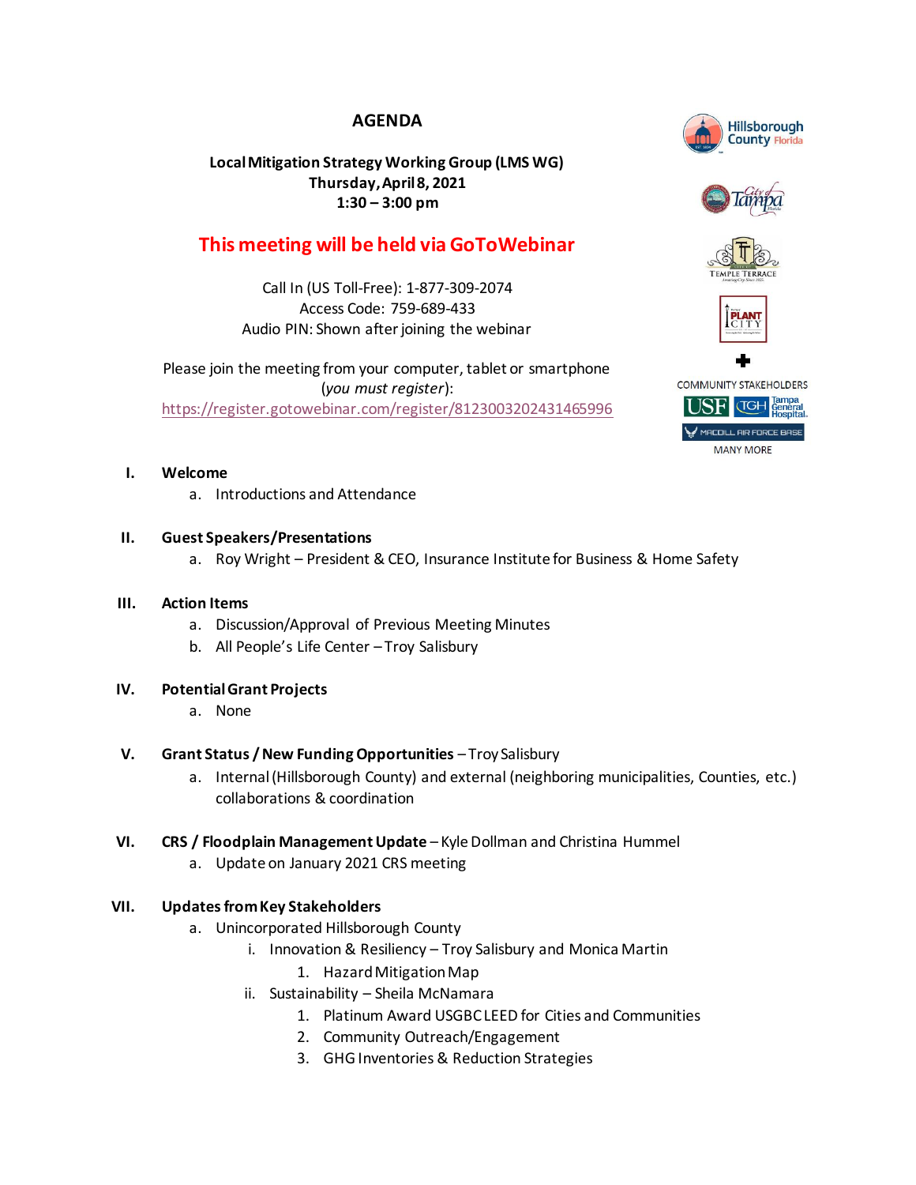# AGENDA

**Local Mitigation Strategy Working Group (LMS WG)**
**Thursday, April 8, 2021**
**1:30 – 3:00 pm**

**This meeting will be held via GoToWebinar**

Call In (US Toll-Free): 1-877-309-2074
Access Code: 759-689-433
Audio PIN: Shown after joining the webinar

Please join the meeting from your computer, tablet or smartphone (*you must register*):
https://register.gotowebinar.com/register/8123003202431465996

Hillsborough County Florida
City of Tampa
Temple Terrace
Plant City
+
COMMUNITY STAKEHOLDERS
USF | TGH Tampa General Hospital
MacDill Air Force Base
MANY MORE

**I. Welcome**

a. Introductions and Attendance

**II. Guest Speakers/Presentations**

a. Roy Wright – President & CEO, Insurance Institute for Business & Home Safety

**III. Action Items**

a. Discussion/Approval of Previous Meeting Minutes
b. All People's Life Center – Troy Salisbury

**IV. Potential Grant Projects**

a. None

**V. Grant Status / New Funding Opportunities** – Troy Salisbury

a. Internal (Hillsborough County) and external (neighboring municipalities, Counties, etc.) collaborations & coordination

**VI. CRS / Floodplain Management Update** – Kyle Dollman and Christina Hummel

a. Update on January 2021 CRS meeting

**VII. Updates from Key Stakeholders**

a. Unincorporated Hillsborough County
   i. Innovation & Resiliency – Troy Salisbury and Monica Martin
      1. Hazard Mitigation Map
   ii. Sustainability – Sheila McNamara
      1. Platinum Award USGBC LEED for Cities and Communities
      2. Community Outreach/Engagement
      3. GHG Inventories & Reduction Strategies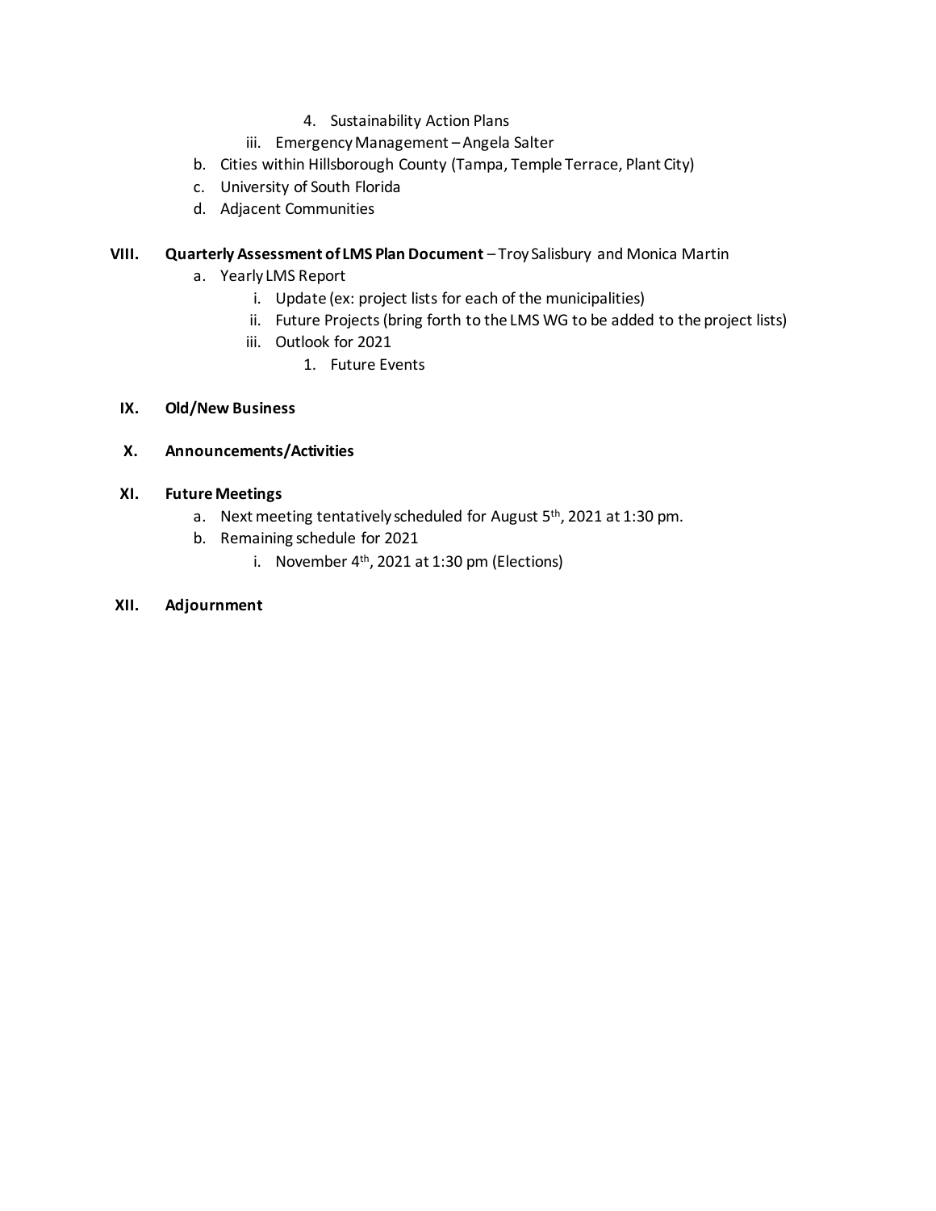4. Sustainability Action Plans
        iii. Emergency Management – Angela Salter
    b. Cities within Hillsborough County (Tampa, Temple Terrace, Plant City)
    c. University of South Florida
    d. Adjacent Communities

**VIII. Quarterly Assessment of LMS Plan Document** – Troy Salisbury and Monica Martin
    a. Yearly LMS Report
        i. Update (ex: project lists for each of the municipalities)
        ii. Future Projects (bring forth to the LMS WG to be added to the project lists)
        iii. Outlook for 2021
            1. Future Events

**IX. Old/New Business**

**X. Announcements/Activities**

**XI. Future Meetings**
    a. Next meeting tentatively scheduled for August 5th, 2021 at 1:30 pm.
    b. Remaining schedule for 2021
        i. November 4th, 2021 at 1:30 pm (Elections)

**XII. Adjournment**